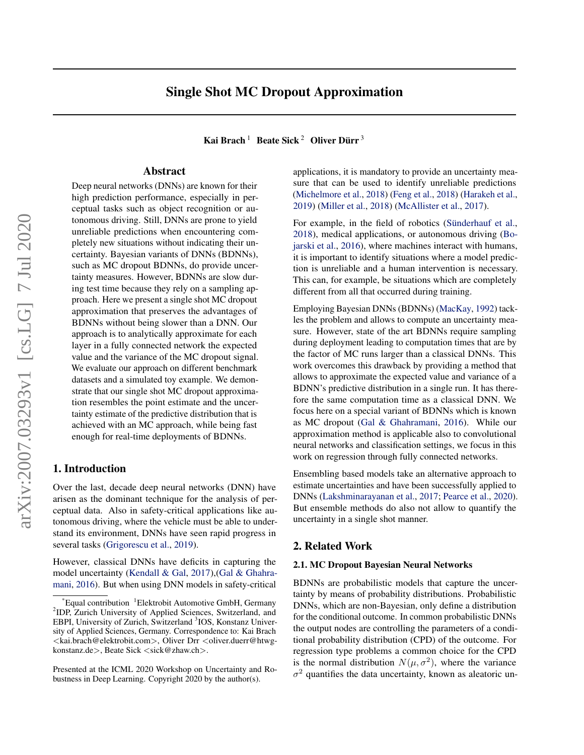# Single Shot MC Dropout Approximation

**Kai Brach** [1] **Beate Sick** [2] **Oliver Dürr** [3]

## Abstract

Deep neural networks (DNNs) are known for their high prediction performance, especially in perceptual tasks such as object recognition or autonomous driving. Still, DNNs are prone to yield unreliable predictions when encountering completely new situations without indicating their uncertainty. Bayesian variants of DNNs (BDNNs), such as MC dropout BDNNs, do provide uncertainty measures. However, BDNNs are slow during test time because they rely on a sampling approach. Here we present a single shot MC dropout approximation that preserves the advantages of BDNNs without being slower than a DNN. Our approach is to analytically approximate for each layer in a fully connected network the expected value and the variance of the MC dropout signal. We evaluate our approach on different benchmark datasets and a simulated toy example. We demonstrate that our single shot MC dropout approximation resembles the point estimate and the uncertainty estimate of the predictive distribution that is achieved with an MC approach, while being fast enough for real-time deployments of BDNNs.

## 1. Introduction

Over the last, decade deep neural networks (DNN) have arisen as the dominant technique for the analysis of perceptual data. Also in safety-critical applications like autonomous driving, where the vehicle must be able to understand its environment, DNNs have seen rapid progress in several tasks (Grigorescu et al., 2019).

However, classical DNNs have deficits in capturing the model uncertainty (Kendall & Gal, 2017),(Gal & Ghahramani, 2016). But when using DNN models in safety-critical applications, it is mandatory to provide an uncertainty measure that can be used to identify unreliable predictions (Michelmore et al., 2018) (Feng et al., 2018) (Harakeh et al., 2019) (Miller et al., 2018) (McAllister et al., 2017).

For example, in the field of robotics (Sünderhauf et al., 2018), medical applications, or autonomous driving (Bojarski et al., 2016), where machines interact with humans, it is important to identify situations where a model prediction is unreliable and a human intervention is necessary. This can, for example, be situations which are completely different from all that occurred during training.

Employing Bayesian DNNs (BDNNs) (MacKay, 1992) tackles the problem and allows to compute an uncertainty measure. However, state of the art BDNNs require sampling during deployment leading to computation times that are by the factor of MC runs larger than a classical DNNs. This work overcomes this drawback by providing a method that allows to approximate the expected value and variance of a BDNN's predictive distribution in a single run. It has therefore the same computation time as a classical DNN. We focus here on a special variant of BDNNs which is known as MC dropout (Gal & Ghahramani, 2016). While our approximation method is applicable also to convolutional neural networks and classification settings, we focus in this work on regression through fully connected networks.

Ensembling based models take an alternative approach to estimate uncertainties and have been successfully applied to DNNs (Lakshminarayanan et al., 2017; Pearce et al., 2020). But ensemble methods do also not allow to quantify the uncertainty in a single shot manner.

## 2. Related Work

### 2.1. MC Dropout Bayesian Neural Networks

BDNNs are probabilistic models that capture the uncertainty by means of probability distributions. Probabilistic DNNs, which are non-Bayesian, only define a distribution for the conditional outcome. In common probabilistic DNNs the output nodes are controlling the parameters of a conditional probability distribution (CPD) of the outcome. For regression type problems a common choice for the CPD is the normal distribution $N(\mu, \sigma^2)$, where the variance $\sigma^2$ quantifies the data uncertainty, known as aleatoric un-

---

*Equal contribution [1]Elektrobit Automotive GmbH, Germany [2]IDP, Zurich University of Applied Sciences, Switzerland, and EBPI, University of Zurich, Switzerland [3]IOS, Konstanz University of Applied Sciences, Germany. Correspondence to: Kai Brach <kai.brach@elektrobit.com>, Oliver Drr <oliver.duerr@htwg-konstanz.de>, Beate Sick <sick@zhaw.ch>.

Presented at the ICML 2020 Workshop on Uncertainty and Robustness in Deep Learning. Copyright 2020 by the author(s).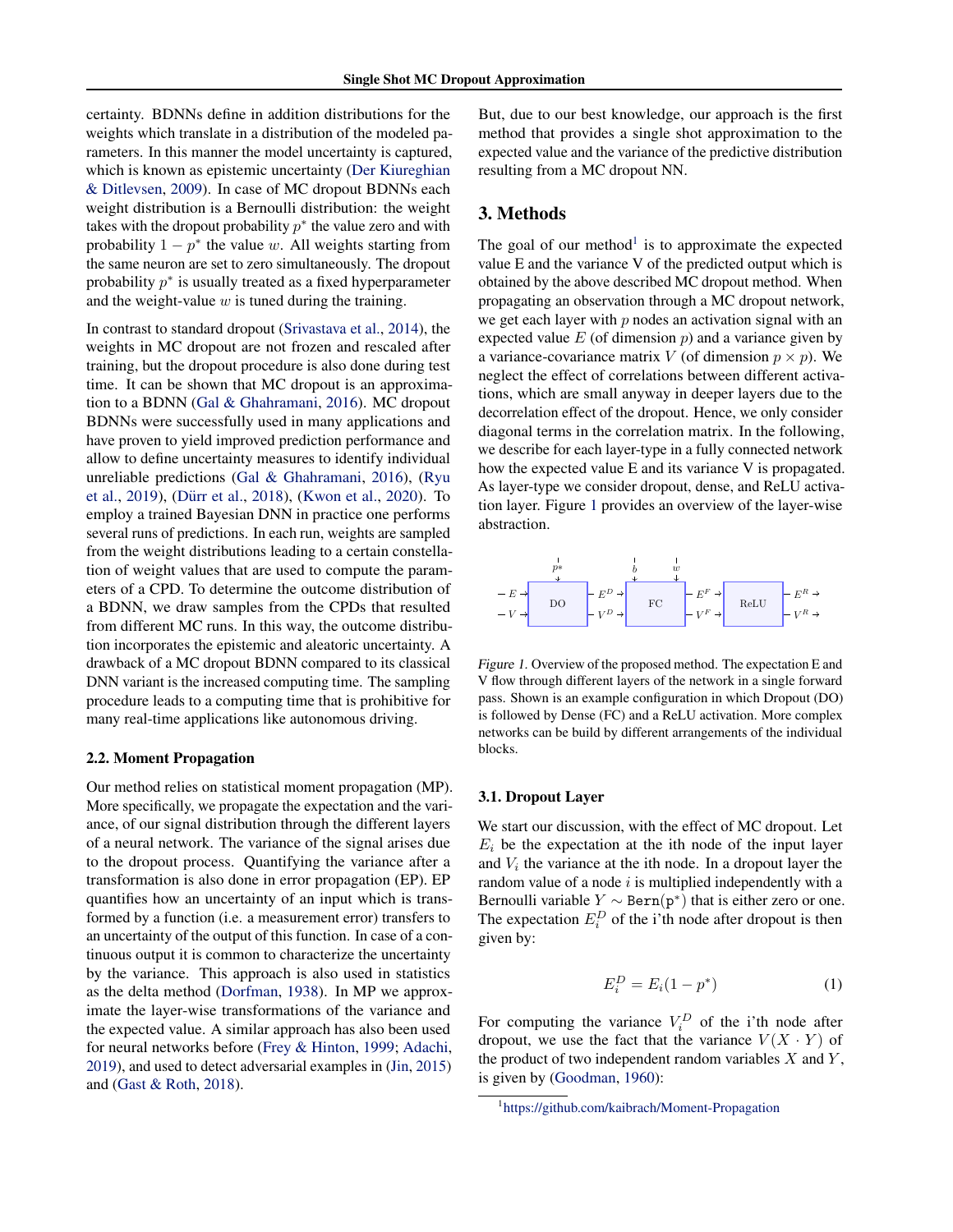certainty. BDNNs define in addition distributions for the weights which translate in a distribution of the modeled parameters. In this manner the model uncertainty is captured, which is known as epistemic uncertainty (Der Kiureghian & Ditlevsen, 2009). In case of MC dropout BDNNs each weight distribution is a Bernoulli distribution: the weight takes with the dropout probability $p^*$ the value zero and with probability $1 - p^*$ the value $w$. All weights starting from the same neuron are set to zero simultaneously. The dropout probability $p^*$ is usually treated as a fixed hyperparameter and the weight-value $w$ is tuned during the training.

In contrast to standard dropout (Srivastava et al., 2014), the weights in MC dropout are not frozen and rescaled after training, but the dropout procedure is also done during test time. It can be shown that MC dropout is an approximation to a BDNN (Gal & Ghahramani, 2016). MC dropout BDNNs were successfully used in many applications and have proven to yield improved prediction performance and allow to define uncertainty measures to identify individual unreliable predictions (Gal & Ghahramani, 2016), (Ryu et al., 2019), (Dürr et al., 2018), (Kwon et al., 2020). To employ a trained Bayesian DNN in practice one performs several runs of predictions. In each run, weights are sampled from the weight distributions leading to a certain constellation of weight values that are used to compute the parameters of a CPD. To determine the outcome distribution of a BDNN, we draw samples from the CPDs that resulted from different MC runs. In this way, the outcome distribution incorporates the epistemic and aleatoric uncertainty. A drawback of a MC dropout BDNN compared to its classical DNN variant is the increased computing time. The sampling procedure leads to a computing time that is prohibitive for many real-time applications like autonomous driving.

### 2.2. Moment Propagation

Our method relies on statistical moment propagation (MP). More specifically, we propagate the expectation and the variance, of our signal distribution through the different layers of a neural network. The variance of the signal arises due to the dropout process. Quantifying the variance after a transformation is also done in error propagation (EP). EP quantifies how an uncertainty of an input which is transformed by a function (i.e. a measurement error) transfers to an uncertainty of the output of this function. In case of a continuous output it is common to characterize the uncertainty by the variance. This approach is also used in statistics as the delta method (Dorfman, 1938). In MP we approximate the layer-wise transformations of the variance and the expected value. A similar approach has also been used for neural networks before (Frey & Hinton, 1999; Adachi, 2019), and used to detect adversarial examples in (Jin, 2015) and (Gast & Roth, 2018).

But, due to our best knowledge, our approach is the first method that provides a single shot approximation to the expected value and the variance of the predictive distribution resulting from a MC dropout NN.

## 3. Methods

The goal of our method[1] is to approximate the expected value E and the variance V of the predicted output which is obtained by the above described MC dropout method. When propagating an observation through a MC dropout network, we get each layer with $p$ nodes an activation signal with an expected value $E$ (of dimension $p$) and a variance given by a variance-covariance matrix $V$ (of dimension $p \times p$). We neglect the effect of correlations between different activations, which are small anyway in deeper layers due to the decorrelation effect of the dropout. Hence, we only consider diagonal terms in the correlation matrix. In the following, we describe for each layer-type in a fully connected network how the expected value E and its variance V is propagated. As layer-type we consider dropout, dense, and ReLU activation layer. Figure 1 provides an overview of the layer-wise abstraction.

*Figure 1.* Overview of the proposed method. The expectation E and V flow through different layers of the network in a single forward pass. Shown is an example configuration in which Dropout (DO) is followed by Dense (FC) and a ReLU activation. More complex networks can be build by different arrangements of the individual blocks.

### 3.1. Dropout Layer

We start our discussion, with the effect of MC dropout. Let $E_i$ be the expectation at the ith node of the input layer and $V_i$ the variance at the ith node. In a dropout layer the random value of a node $i$ is multiplied independently with a Bernoulli variable $Y \sim \texttt{Bern}(p^*)$ that is either zero or one. The expectation $E_i^D$ of the i'th node after dropout is then given by:

$$E_i^D = E_i(1 - p^*) \tag{1}$$

For computing the variance $V_i^D$ of the i'th node after dropout, we use the fact that the variance $V(X \cdot Y)$ of the product of two independent random variables $X$ and $Y$, is given by (Goodman, 1960):

[1] https://github.com/kaibrach/Moment-Propagation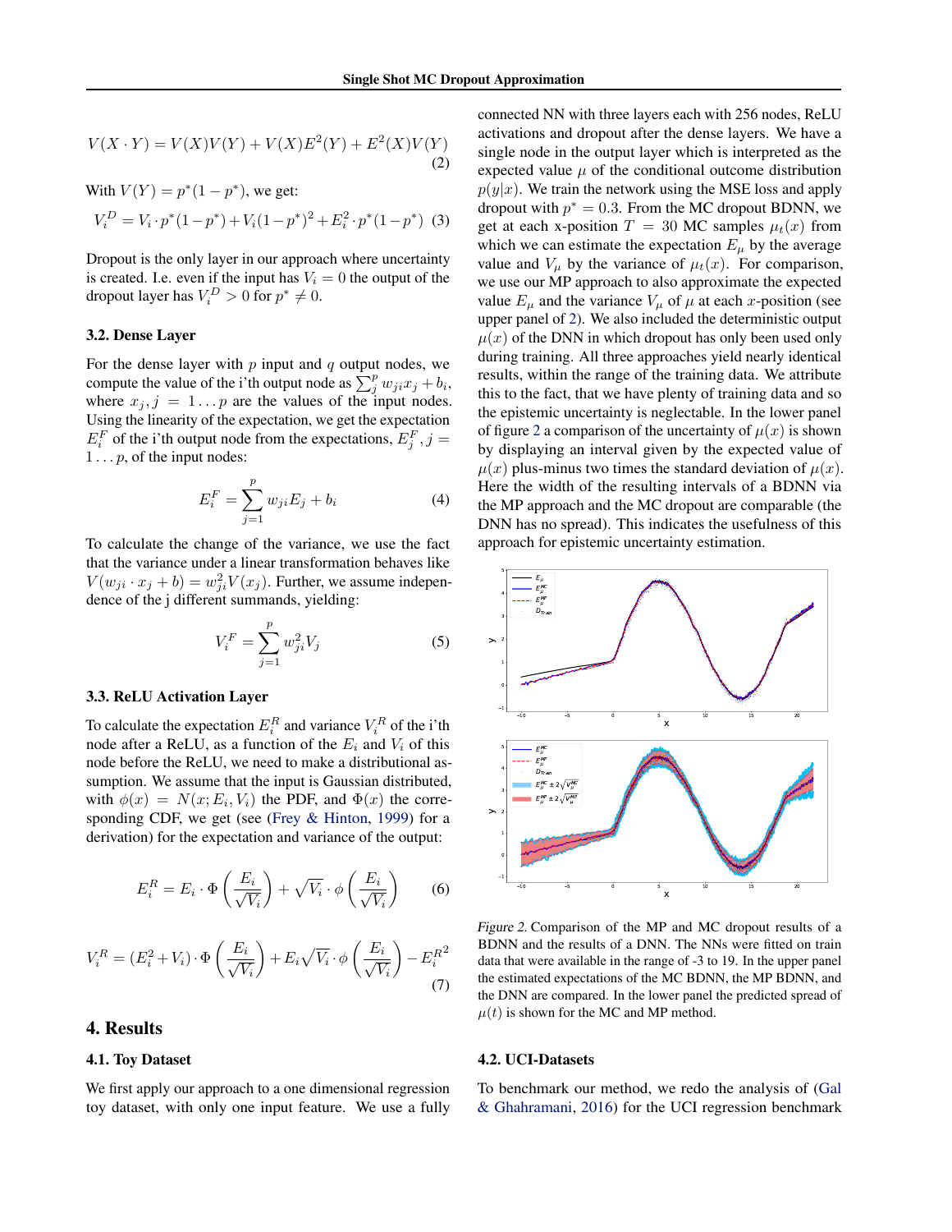$$V(X \cdot Y) = V(X)V(Y) + V(X)E^2(Y) + E^2(X)V(Y) \tag{2}$$

With $V(Y) = p^*(1-p^*)$, we get:

$$V_i^D = V_i \cdot p^*(1-p^*) + V_i(1-p^*)^2 + E_i^2 \cdot p^*(1-p^*) \tag{3}$$

Dropout is the only layer in our approach where uncertainty is created. I.e. even if the input has $V_i = 0$ the output of the dropout layer has $V_i^D > 0$ for $p^* \neq 0$.

### 3.2. Dense Layer

For the dense layer with $p$ input and $q$ output nodes, we compute the value of the i'th output node as $\sum_j^p w_{ji}x_j + b_i$, where $x_j, j = 1 \ldots p$ are the values of the input nodes. Using the linearity of the expectation, we get the expectation $E_i^F$ of the i'th output node from the expectations, $E_j^F, j = 1 \ldots p$, of the input nodes:

$$E_i^F = \sum_{j=1}^{p} w_{ji}E_j + b_i \tag{4}$$

To calculate the change of the variance, we use the fact that the variance under a linear transformation behaves like $V(w_{ji} \cdot x_j + b) = w_{ji}^2 V(x_j)$. Further, we assume independence of the j different summands, yielding:

$$V_i^F = \sum_{j=1}^{p} w_{ji}^2 V_j \tag{5}$$

### 3.3. ReLU Activation Layer

To calculate the expectation $E_i^R$ and variance $V_i^R$ of the i'th node after a ReLU, as a function of the $E_i$ and $V_i$ of this node before the ReLU, we need to make a distributional assumption. We assume that the input is Gaussian distributed, with $\phi(x) = N(x; E_i, V_i)$ the PDF, and $\Phi(x)$ the corresponding CDF, we get (see (Frey & Hinton, 1999) for a derivation) for the expectation and variance of the output:

$$E_i^R = E_i \cdot \Phi\left(\frac{E_i}{\sqrt{V_i}}\right) + \sqrt{V_i} \cdot \phi\left(\frac{E_i}{\sqrt{V_i}}\right) \tag{6}$$

$$V_i^R = (E_i^2 + V_i) \cdot \Phi\left(\frac{E_i}{\sqrt{V_i}}\right) + E_i\sqrt{V_i} \cdot \phi\left(\frac{E_i}{\sqrt{V_i}}\right) - {E_i^R}^2 \tag{7}$$

## 4. Results

### 4.1. Toy Dataset

We first apply our approach to a one dimensional regression toy dataset, with only one input feature. We use a fully connected NN with three layers each with 256 nodes, ReLU activations and dropout after the dense layers. We have a single node in the output layer which is interpreted as the expected value $\mu$ of the conditional outcome distribution $p(y|x)$. We train the network using the MSE loss and apply dropout with $p^* = 0.3$. From the MC dropout BDNN, we get at each x-position $T = 30$ MC samples $\mu_t(x)$ from which we can estimate the expectation $E_\mu$ by the average value and $V_\mu$ by the variance of $\mu_t(x)$. For comparison, we use our MP approach to also approximate the expected value $E_\mu$ and the variance $V_\mu$ of $\mu$ at each $x$-position (see upper panel of 2). We also included the deterministic output $\mu(x)$ of the DNN in which dropout has only been used only during training. All three approaches yield nearly identical results, within the range of the training data. We attribute this to the fact, that we have plenty of training data and so the epistemic uncertainty is neglectable. In the lower panel of figure 2 a comparison of the uncertainty of $\mu(x)$ is shown by displaying an interval given by the expected value of $\mu(x)$ plus-minus two times the standard deviation of $\mu(x)$. Here the width of the resulting intervals of a BDNN via the MP approach and the MC dropout are comparable (the DNN has no spread). This indicates the usefulness of this approach for epistemic uncertainty estimation.

*Figure 2.* Comparison of the MP and MC dropout results of a BDNN and the results of a DNN. The NNs were fitted on train data that were available in the range of -3 to 19. In the upper panel the estimated expectations of the MC BDNN, the MP BDNN, and the DNN are compared. In the lower panel the predicted spread of $\mu(t)$ is shown for the MC and MP method.

### 4.2. UCI-Datasets

To benchmark our method, we redo the analysis of (Gal & Ghahramani, 2016) for the UCI regression benchmark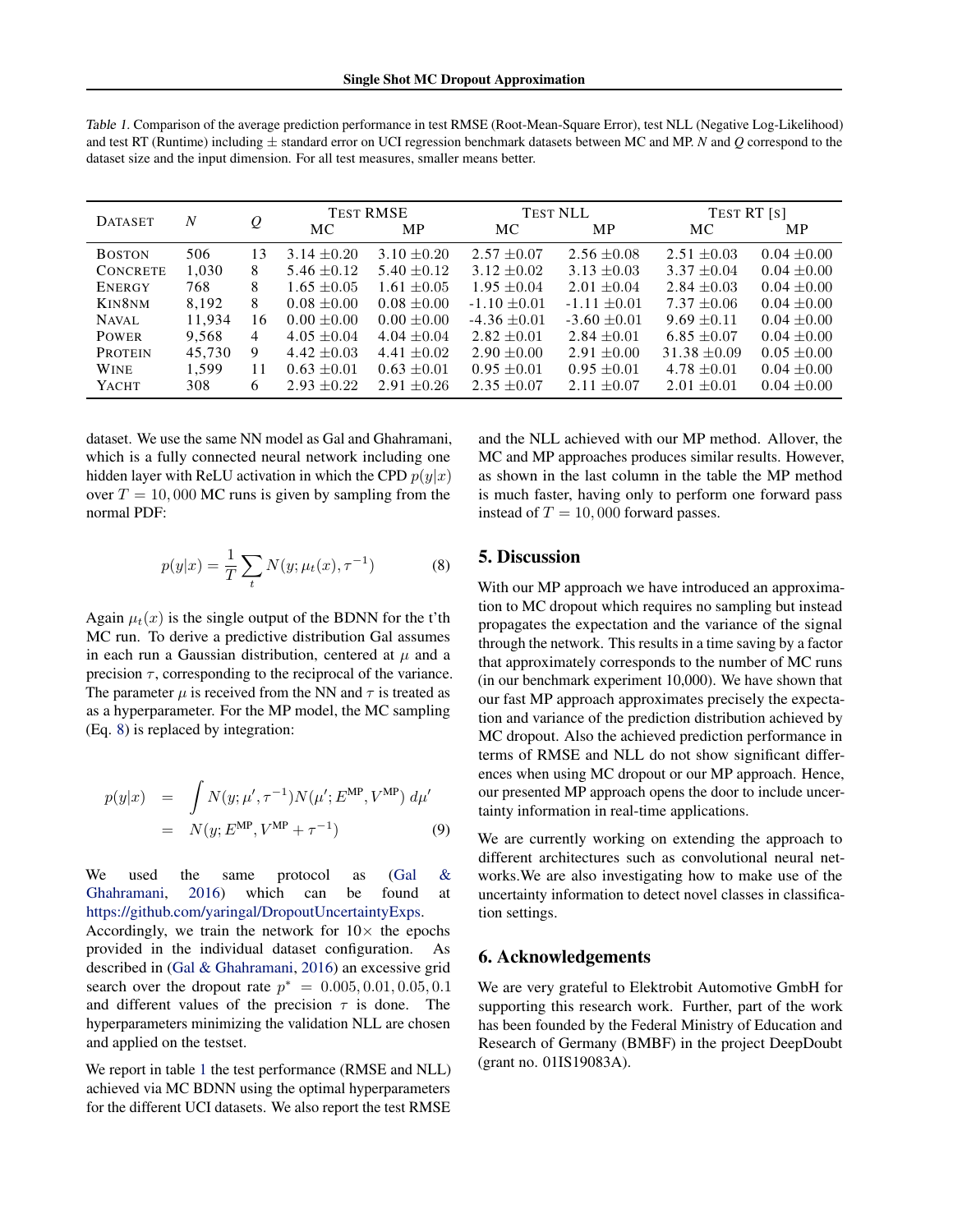Table 1. Comparison of the average prediction performance in test RMSE (Root-Mean-Square Error), test NLL (Negative Log-Likelihood) and test RT (Runtime) including ± standard error on UCI regression benchmark datasets between MC and MP. $N$ and $Q$ correspond to the dataset size and the input dimension. For all test measures, smaller means better.

| Dataset | $N$ | $Q$ | Test RMSE | | Test NLL | | Test RT [s] | |
|---|---|---|---|---|---|---|---|---|
| | | | MC | MP | MC | MP | MC | MP |
| Boston | 506 | 13 | 3.14 ±0.20 | 3.10 ±0.20 | 2.57 ±0.07 | 2.56 ±0.08 | 2.51 ±0.03 | 0.04 ±0.00 |
| Concrete | 1,030 | 8 | 5.46 ±0.12 | 5.40 ±0.12 | 3.12 ±0.02 | 3.13 ±0.03 | 3.37 ±0.04 | 0.04 ±0.00 |
| Energy | 768 | 8 | 1.65 ±0.05 | 1.61 ±0.05 | 1.95 ±0.04 | 2.01 ±0.04 | 2.84 ±0.03 | 0.04 ±0.00 |
| Kin8nm | 8,192 | 8 | 0.08 ±0.00 | 0.08 ±0.00 | -1.10 ±0.01 | -1.11 ±0.01 | 7.37 ±0.06 | 0.04 ±0.00 |
| Naval | 11,934 | 16 | 0.00 ±0.00 | 0.00 ±0.00 | -4.36 ±0.01 | -3.60 ±0.01 | 9.69 ±0.11 | 0.04 ±0.00 |
| Power | 9,568 | 4 | 4.05 ±0.04 | 4.04 ±0.04 | 2.82 ±0.01 | 2.84 ±0.01 | 6.85 ±0.07 | 0.04 ±0.00 |
| Protein | 45,730 | 9 | 4.42 ±0.03 | 4.41 ±0.02 | 2.90 ±0.00 | 2.91 ±0.00 | 31.38 ±0.09 | 0.05 ±0.00 |
| Wine | 1,599 | 11 | 0.63 ±0.01 | 0.63 ±0.01 | 0.95 ±0.01 | 0.95 ±0.01 | 4.78 ±0.01 | 0.04 ±0.00 |
| Yacht | 308 | 6 | 2.93 ±0.22 | 2.91 ±0.26 | 2.35 ±0.07 | 2.11 ±0.07 | 2.01 ±0.01 | 0.04 ±0.00 |

dataset. We use the same NN model as Gal and Ghahramani, which is a fully connected neural network including one hidden layer with ReLU activation in which the CPD $p(y|x)$ over $T = 10,000$ MC runs is given by sampling from the normal PDF:

$$p(y|x) = \frac{1}{T}\sum_t N(y; \mu_t(x), \tau^{-1}) \tag{8}$$

Again $\mu_t(x)$ is the single output of the BDNN for the t'th MC run. To derive a predictive distribution Gal assumes in each run a Gaussian distribution, centered at $\mu$ and a precision $\tau$, corresponding to the reciprocal of the variance. The parameter $\mu$ is received from the NN and $\tau$ is treated as as a hyperparameter. For the MP model, the MC sampling (Eq. 8) is replaced by integration:

$$\begin{aligned} p(y|x) &= \int N(y; \mu', \tau^{-1}) N(\mu'; E^{\text{MP}}, V^{\text{MP}})\, d\mu' \\ &= N(y; E^{\text{MP}}, V^{\text{MP}} + \tau^{-1}) \end{aligned} \tag{9}$$

We used the same protocol as (Gal & Ghahramani, 2016) which can be found at https://github.com/yaringal/DropoutUncertaintyExps. Accordingly, we train the network for 10× the epochs provided in the individual dataset configuration. As described in (Gal & Ghahramani, 2016) an excessive grid search over the dropout rate $p^* = 0.005, 0.01, 0.05, 0.1$ and different values of the precision $\tau$ is done. The hyperparameters minimizing the validation NLL are chosen and applied on the testset.

We report in table 1 the test performance (RMSE and NLL) achieved via MC BDNN using the optimal hyperparameters for the different UCI datasets. We also report the test RMSE and the NLL achieved with our MP method. Allover, the MC and MP approaches produces similar results. However, as shown in the last column in the table the MP method is much faster, having only to perform one forward pass instead of $T = 10,000$ forward passes.

## 5. Discussion

With our MP approach we have introduced an approximation to MC dropout which requires no sampling but instead propagates the expectation and the variance of the signal through the network. This results in a time saving by a factor that approximately corresponds to the number of MC runs (in our benchmark experiment 10,000). We have shown that our fast MP approach approximates precisely the expectation and variance of the prediction distribution achieved by MC dropout. Also the achieved prediction performance in terms of RMSE and NLL do not show significant differences when using MC dropout or our MP approach. Hence, our presented MP approach opens the door to include uncertainty information in real-time applications.

We are currently working on extending the approach to different architectures such as convolutional neural networks.We are also investigating how to make use of the uncertainty information to detect novel classes in classification settings.

## 6. Acknowledgements

We are very grateful to Elektrobit Automotive GmbH for supporting this research work. Further, part of the work has been founded by the Federal Ministry of Education and Research of Germany (BMBF) in the project DeepDoubt (grant no. 01IS19083A).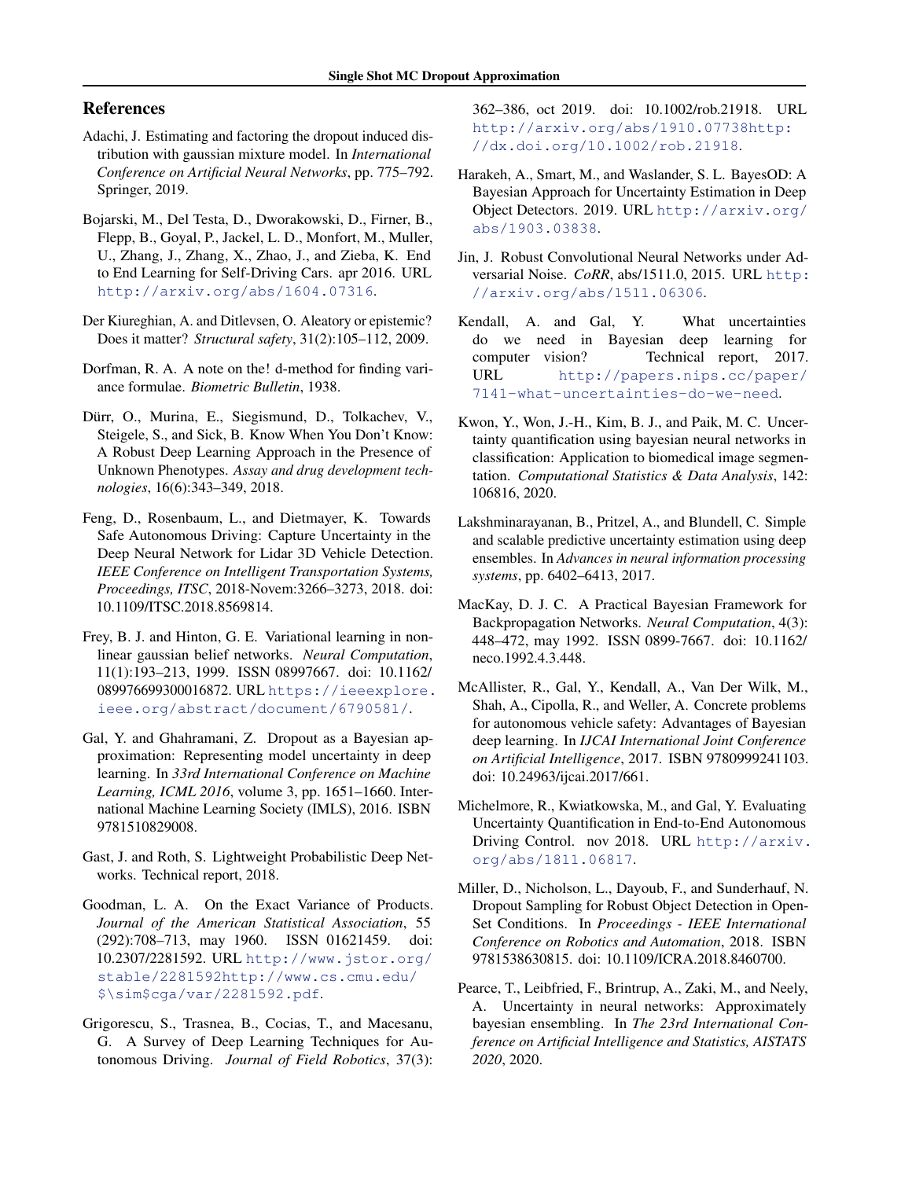# References

Adachi, J. Estimating and factoring the dropout induced distribution with gaussian mixture model. In *International Conference on Artificial Neural Networks*, pp. 775–792. Springer, 2019.

Bojarski, M., Del Testa, D., Dworakowski, D., Firner, B., Flepp, B., Goyal, P., Jackel, L. D., Monfort, M., Muller, U., Zhang, J., Zhang, X., Zhao, J., and Zieba, K. End to End Learning for Self-Driving Cars. apr 2016. URL http://arxiv.org/abs/1604.07316.

Der Kiureghian, A. and Ditlevsen, O. Aleatory or epistemic? Does it matter? *Structural safety*, 31(2):105–112, 2009.

Dorfman, R. A. A note on the! d-method for finding variance formulae. *Biometric Bulletin*, 1938.

Dürr, O., Murina, E., Siegismund, D., Tolkachev, V., Steigele, S., and Sick, B. Know When You Don't Know: A Robust Deep Learning Approach in the Presence of Unknown Phenotypes. *Assay and drug development technologies*, 16(6):343–349, 2018.

Feng, D., Rosenbaum, L., and Dietmayer, K. Towards Safe Autonomous Driving: Capture Uncertainty in the Deep Neural Network for Lidar 3D Vehicle Detection. *IEEE Conference on Intelligent Transportation Systems, Proceedings, ITSC*, 2018-Novem:3266–3273, 2018. doi: 10.1109/ITSC.2018.8569814.

Frey, B. J. and Hinton, G. E. Variational learning in nonlinear gaussian belief networks. *Neural Computation*, 11(1):193–213, 1999. ISSN 08997667. doi: 10.1162/089976699300016872. URL https://ieeexplore.ieee.org/abstract/document/6790581/.

Gal, Y. and Ghahramani, Z. Dropout as a Bayesian approximation: Representing model uncertainty in deep learning. In *33rd International Conference on Machine Learning, ICML 2016*, volume 3, pp. 1651–1660. International Machine Learning Society (IMLS), 2016. ISBN 9781510829008.

Gast, J. and Roth, S. Lightweight Probabilistic Deep Networks. Technical report, 2018.

Goodman, L. A. On the Exact Variance of Products. *Journal of the American Statistical Association*, 55 (292):708–713, may 1960. ISSN 01621459. doi: 10.2307/2281592. URL http://www.jstor.org/stable/2281592http://www.cs.cmu.edu/$\sim$cga/var/2281592.pdf.

Grigorescu, S., Trasnea, B., Cocias, T., and Macesanu, G. A Survey of Deep Learning Techniques for Autonomous Driving. *Journal of Field Robotics*, 37(3): 362–386, oct 2019. doi: 10.1002/rob.21918. URL http://arxiv.org/abs/1910.07738http://dx.doi.org/10.1002/rob.21918.

Harakeh, A., Smart, M., and Waslander, S. L. BayesOD: A Bayesian Approach for Uncertainty Estimation in Deep Object Detectors. 2019. URL http://arxiv.org/abs/1903.03838.

Jin, J. Robust Convolutional Neural Networks under Adversarial Noise. *CoRR*, abs/1511.0, 2015. URL http://arxiv.org/abs/1511.06306.

Kendall, A. and Gal, Y. What uncertainties do we need in Bayesian deep learning for computer vision? Technical report, 2017. URL http://papers.nips.cc/paper/7141-what-uncertainties-do-we-need.

Kwon, Y., Won, J.-H., Kim, B. J., and Paik, M. C. Uncertainty quantification using bayesian neural networks in classification: Application to biomedical image segmentation. *Computational Statistics & Data Analysis*, 142: 106816, 2020.

Lakshminarayanan, B., Pritzel, A., and Blundell, C. Simple and scalable predictive uncertainty estimation using deep ensembles. In *Advances in neural information processing systems*, pp. 6402–6413, 2017.

MacKay, D. J. C. A Practical Bayesian Framework for Backpropagation Networks. *Neural Computation*, 4(3): 448–472, may 1992. ISSN 0899-7667. doi: 10.1162/neco.1992.4.3.448.

McAllister, R., Gal, Y., Kendall, A., Van Der Wilk, M., Shah, A., Cipolla, R., and Weller, A. Concrete problems for autonomous vehicle safety: Advantages of Bayesian deep learning. In *IJCAI International Joint Conference on Artificial Intelligence*, 2017. ISBN 9780999241103. doi: 10.24963/ijcai.2017/661.

Michelmore, R., Kwiatkowska, M., and Gal, Y. Evaluating Uncertainty Quantification in End-to-End Autonomous Driving Control. nov 2018. URL http://arxiv.org/abs/1811.06817.

Miller, D., Nicholson, L., Dayoub, F., and Sunderhauf, N. Dropout Sampling for Robust Object Detection in Open-Set Conditions. In *Proceedings - IEEE International Conference on Robotics and Automation*, 2018. ISBN 9781538630815. doi: 10.1109/ICRA.2018.8460700.

Pearce, T., Leibfried, F., Brintrup, A., Zaki, M., and Neely, A. Uncertainty in neural networks: Approximately bayesian ensembling. In *The 23rd International Conference on Artificial Intelligence and Statistics, AISTATS 2020*, 2020.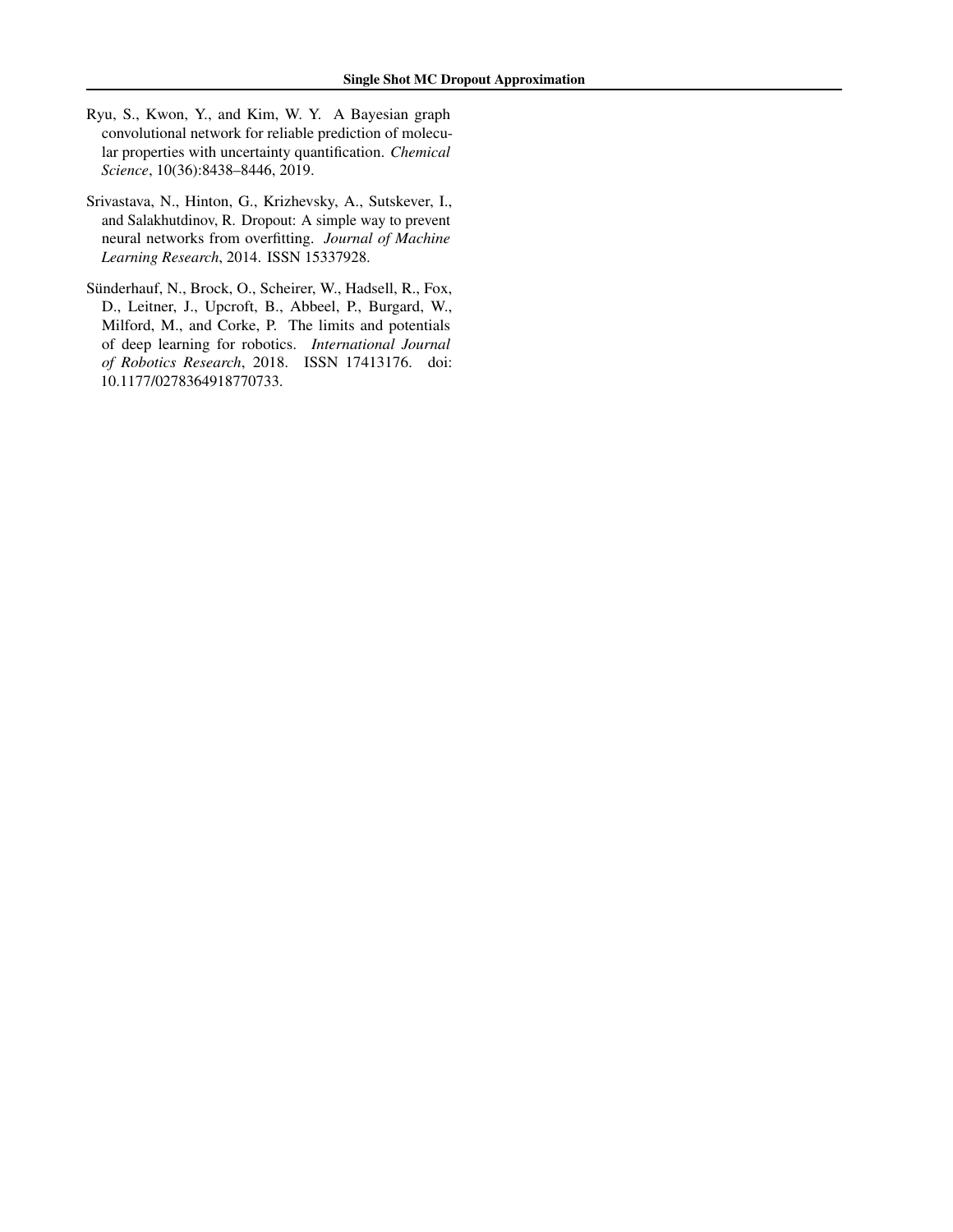Ryu, S., Kwon, Y., and Kim, W. Y. A Bayesian graph convolutional network for reliable prediction of molecular properties with uncertainty quantification. *Chemical Science*, 10(36):8438–8446, 2019.

Srivastava, N., Hinton, G., Krizhevsky, A., Sutskever, I., and Salakhutdinov, R. Dropout: A simple way to prevent neural networks from overfitting. *Journal of Machine Learning Research*, 2014. ISSN 15337928.

Sünderhauf, N., Brock, O., Scheirer, W., Hadsell, R., Fox, D., Leitner, J., Upcroft, B., Abbeel, P., Burgard, W., Milford, M., and Corke, P. The limits and potentials of deep learning for robotics. *International Journal of Robotics Research*, 2018. ISSN 17413176. doi: 10.1177/0278364918770733.